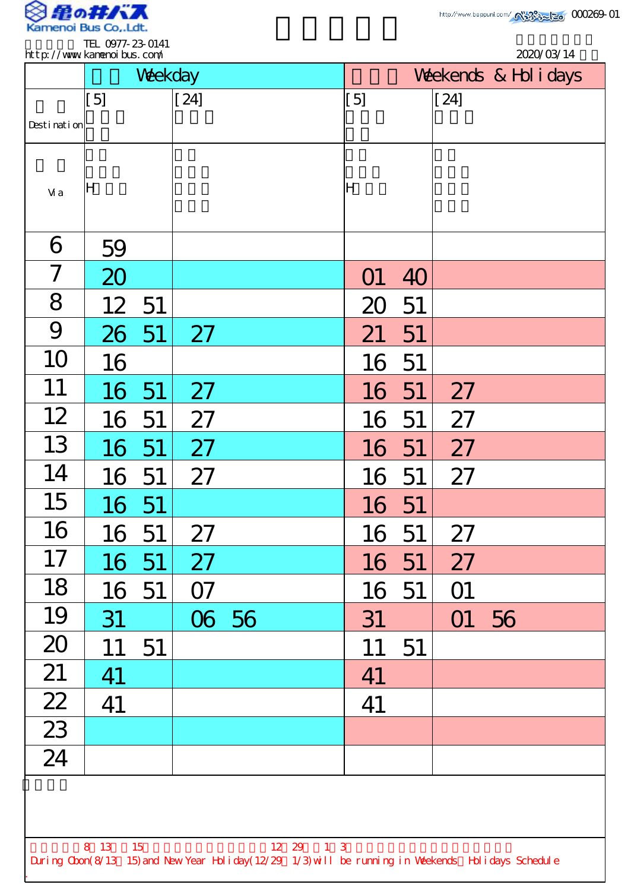Kamenoi Bus Co.,Ldt.

TEL 0977-23-0141
http://www.kamenoibus.com/

000269-01

2020/03/14

| | Weekday | | Weekends & Holidays | |
|---|---|---|---|---|
| Destination | [5] | [24] | [5] | [24] |
| Via | H | | H | |
| 6 | 59 | | | |
| 7 | 20 | | 01 40 | |
| 8 | 12 51 | | 20 51 | |
| 9 | 26 51 | 27 | 21 51 | |
| 10 | 16 | | 16 51 | |
| 11 | 16 51 | 27 | 16 51 | 27 |
| 12 | 16 51 | 27 | 16 51 | 27 |
| 13 | 16 51 | 27 | 16 51 | 27 |
| 14 | 16 51 | 27 | 16 51 | 27 |
| 15 | 16 51 | | 16 51 | |
| 16 | 16 51 | 27 | 16 51 | 27 |
| 17 | 16 51 | 27 | 16 51 | 27 |
| 18 | 16 51 | 07 | 16 51 | 01 |
| 19 | 31 | 06 56 | 31 | 01 56 |
| 20 | 11 51 | | 11 51 | |
| 21 | 41 | | 41 | |
| 22 | 41 | | 41 | |
| 23 | | | | |
| 24 | | | | |

8 13 15 12 29 1 3

During Obon(8/13 15) and New Year Holiday(12/29 1/3) will be running in Weekends Holidays Schedule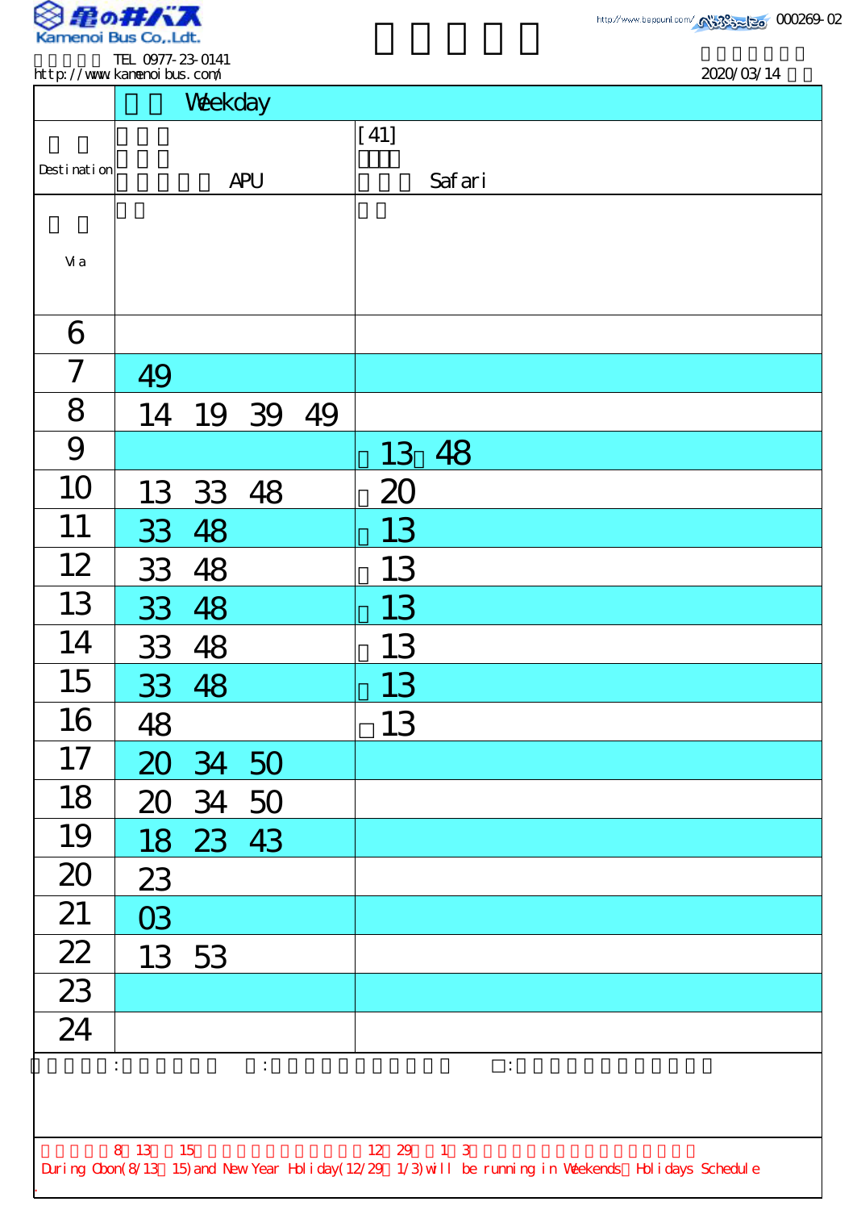Kamenoi Bus Co.,Ldt.

TEL 0977-23-0141
http://www.kamenoibus.com/

http://www.beppunl.com/ 000269-02

2020/03/14

| | Weekday | |
|---|---|---|
| Destination | APU | [41] Safari |
| Via | | |
| 6 | | |
| 7 | 49 | |
| 8 | 14 19 39 49 | |
| 9 | | 13 48 |
| 10 | 13 33 48 | 20 |
| 11 | 33 48 | 13 |
| 12 | 33 48 | 13 |
| 13 | 33 48 | 13 |
| 14 | 33 48 | 13 |
| 15 | 33 48 | 13 |
| 16 | 48 | □13 |
| 17 | 20 34 50 | |
| 18 | 20 34 50 | |
| 19 | 18 23 43 | |
| 20 | 23 | |
| 21 | 03 | |
| 22 | 13 53 | |
| 23 | | |
| 24 | | |

□:

8 13 15 12 29 1 3

During Obon(8/13 15) and New Year Holiday(12/29 1/3) will be running in Weekends Holidays Schedule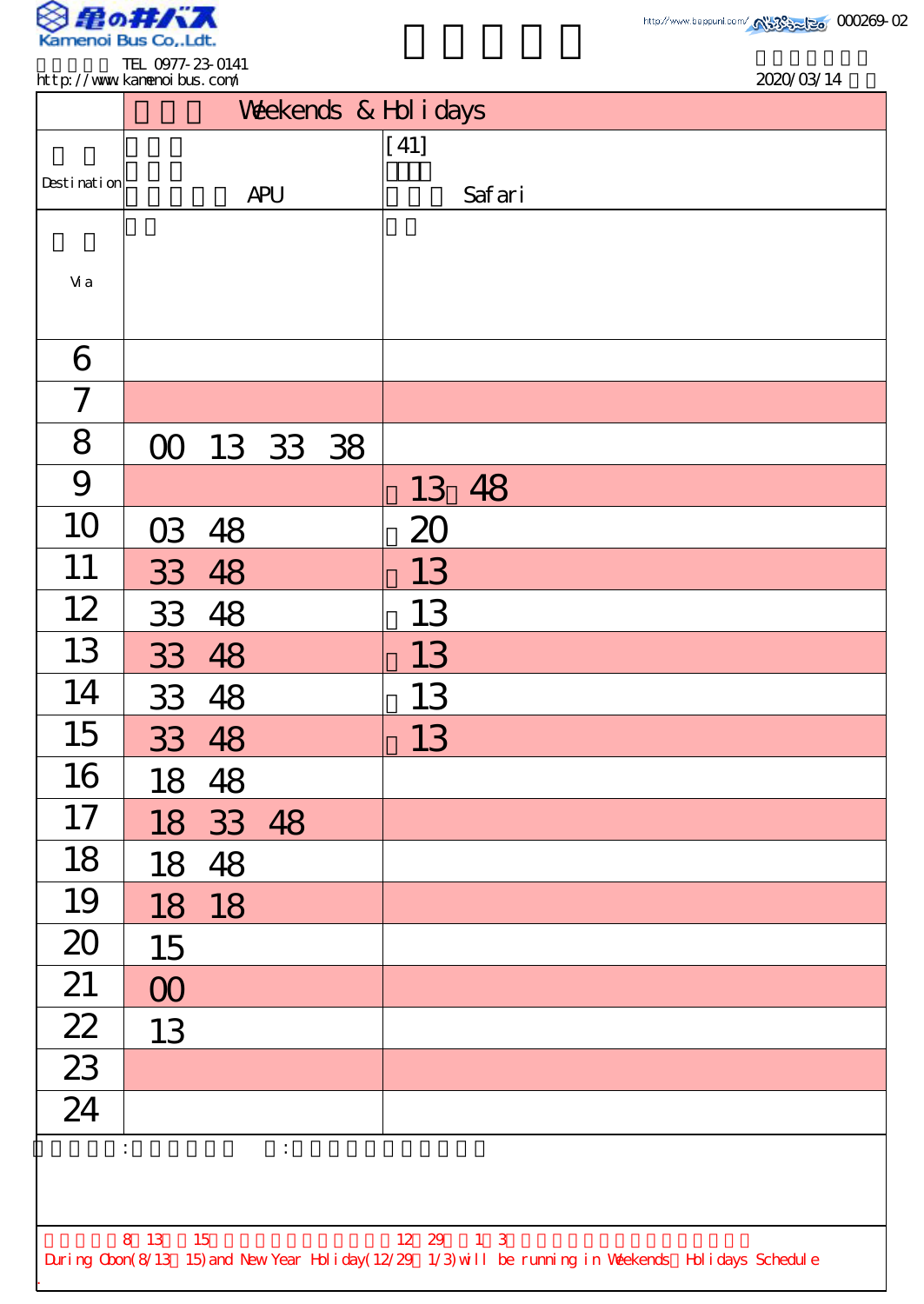Kamenoi Bus Co.,Ldt.

TEL 0977-23-0141
http://www.kamenoibus.com/

000269-02

2020/03/14

| | Weekends & Holidays | |
|---|---|---|
| Destination | APU | [41] Safari |
| Via | | |
| 6 | | |
| 7 | | |
| 8 | 00 13 33 38 | |
| 9 | | 13 48 |
| 10 | 03 48 | 20 |
| 11 | 33 48 | 13 |
| 12 | 33 48 | 13 |
| 13 | 33 48 | 13 |
| 14 | 33 48 | 13 |
| 15 | 33 48 | 13 |
| 16 | 18 48 | |
| 17 | 18 33 48 | |
| 18 | 18 48 | |
| 19 | 18 18 | |
| 20 | 15 | |
| 21 | 00 | |
| 22 | 13 | |
| 23 | | |
| 24 | | |

8 13 15 12 29 1 3

During Obon(8/13 15) and New Year Holiday(12/29 1/3) will be running in Weekends Holidays Schedule